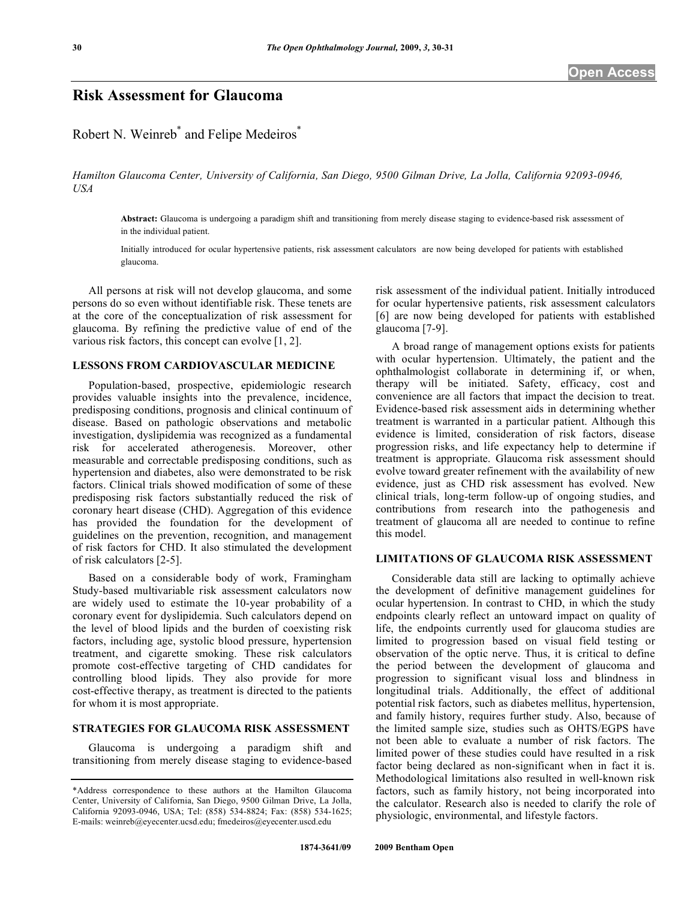# Risk Assessment for Glaucoma

Robert N. Weinreb* and Felipe Medeiros*

*Hamilton Glaucoma Center, University of California, San Diego, 9500 Gilman Drive, La Jolla, California 92093-0946, USA*

**Abstract:** Glaucoma is undergoing a paradigm shift and transitioning from merely disease staging to evidence-based risk assessment of in the individual patient.

Initially introduced for ocular hypertensive patients, risk assessment calculators are now being developed for patients with established glaucoma.

All persons at risk will not develop glaucoma, and some persons do so even without identifiable risk. These tenets are at the core of the conceptualization of risk assessment for glaucoma. By refining the predictive value of end of the various risk factors, this concept can evolve [1, 2].

## LESSONS FROM CARDIOVASCULAR MEDICINE

Population-based, prospective, epidemiologic research provides valuable insights into the prevalence, incidence, predisposing conditions, prognosis and clinical continuum of disease. Based on pathologic observations and metabolic investigation, dyslipidemia was recognized as a fundamental risk for accelerated atherogenesis. Moreover, other measurable and correctable predisposing conditions, such as hypertension and diabetes, also were demonstrated to be risk factors. Clinical trials showed modification of some of these predisposing risk factors substantially reduced the risk of coronary heart disease (CHD). Aggregation of this evidence has provided the foundation for the development of guidelines on the prevention, recognition, and management of risk factors for CHD. It also stimulated the development of risk calculators [2-5].

Based on a considerable body of work, Framingham Study-based multivariable risk assessment calculators now are widely used to estimate the 10-year probability of a coronary event for dyslipidemia. Such calculators depend on the level of blood lipids and the burden of coexisting risk factors, including age, systolic blood pressure, hypertension treatment, and cigarette smoking. These risk calculators promote cost-effective targeting of CHD candidates for controlling blood lipids. They also provide for more cost-effective therapy, as treatment is directed to the patients for whom it is most appropriate.

## STRATEGIES FOR GLAUCOMA RISK ASSESSMENT

Glaucoma is undergoing a paradigm shift and transitioning from merely disease staging to evidence-based risk assessment of the individual patient. Initially introduced for ocular hypertensive patients, risk assessment calculators [6] are now being developed for patients with established glaucoma [7-9].

A broad range of management options exists for patients with ocular hypertension. Ultimately, the patient and the ophthalmologist collaborate in determining if, or when, therapy will be initiated. Safety, efficacy, cost and convenience are all factors that impact the decision to treat. Evidence-based risk assessment aids in determining whether treatment is warranted in a particular patient. Although this evidence is limited, consideration of risk factors, disease progression risks, and life expectancy help to determine if treatment is appropriate. Glaucoma risk assessment should evolve toward greater refinement with the availability of new evidence, just as CHD risk assessment has evolved. New clinical trials, long-term follow-up of ongoing studies, and contributions from research into the pathogenesis and treatment of glaucoma all are needed to continue to refine this model.

## LIMITATIONS OF GLAUCOMA RISK ASSESSMENT

Considerable data still are lacking to optimally achieve the development of definitive management guidelines for ocular hypertension. In contrast to CHD, in which the study endpoints clearly reflect an untoward impact on quality of life, the endpoints currently used for glaucoma studies are limited to progression based on visual field testing or observation of the optic nerve. Thus, it is critical to define the period between the development of glaucoma and progression to significant visual loss and blindness in longitudinal trials. Additionally, the effect of additional potential risk factors, such as diabetes mellitus, hypertension, and family history, requires further study. Also, because of the limited sample size, studies such as OHTS/EGPS have not been able to evaluate a number of risk factors. The limited power of these studies could have resulted in a risk factor being declared as non-significant when in fact it is. Methodological limitations also resulted in well-known risk factors, such as family history, not being incorporated into the calculator. Research also is needed to clarify the role of physiologic, environmental, and lifestyle factors.

*Address correspondence to these authors at the Hamilton Glaucoma Center, University of California, San Diego, 9500 Gilman Drive, La Jolla, California 92093-0946, USA; Tel: (858) 534-8824; Fax: (858) 534-1625; E-mails: weinreb@eyecenter.ucsd.edu; fmedeiros@eyecenter.uscd.edu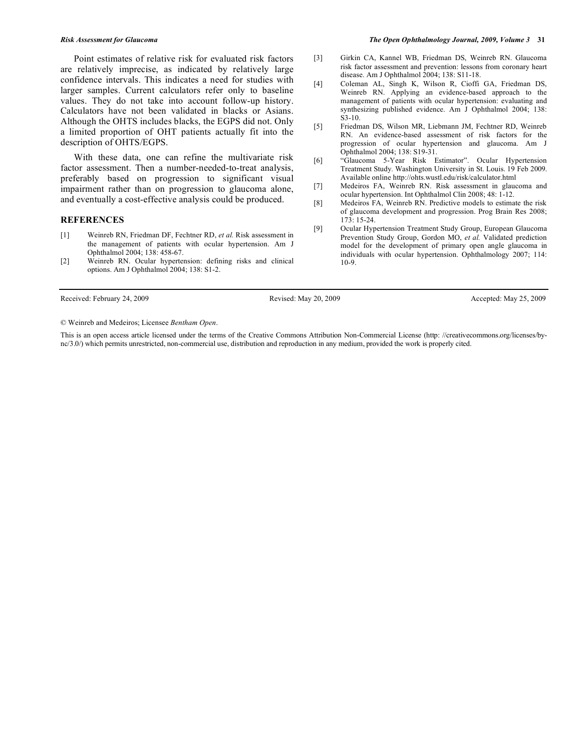Point estimates of relative risk for evaluated risk factors are relatively imprecise, as indicated by relatively large confidence intervals. This indicates a need for studies with larger samples. Current calculators refer only to baseline values. They do not take into account follow-up history. Calculators have not been validated in blacks or Asians. Although the OHTS includes blacks, the EGPS did not. Only a limited proportion of OHT patients actually fit into the description of OHTS/EGPS.

With these data, one can refine the multivariate risk factor assessment. Then a number-needed-to-treat analysis, preferably based on progression to significant visual impairment rather than on progression to glaucoma alone, and eventually a cost-effective analysis could be produced.

## REFERENCES

[1] Weinreb RN, Friedman DF, Fechtner RD, *et al.* Risk assessment in the management of patients with ocular hypertension. Am J Ophthalmol 2004; 138: 458-67.

[2] Weinreb RN. Ocular hypertension: defining risks and clinical options. Am J Ophthalmol 2004; 138: S1-2.

[3] Girkin CA, Kannel WB, Friedman DS, Weinreb RN. Glaucoma risk factor assessment and prevention: lessons from coronary heart disease. Am J Ophthalmol 2004; 138: S11-18.

[4] Coleman AL, Singh K, Wilson R, Cioffi GA, Friedman DS, Weinreb RN. Applying an evidence-based approach to the management of patients with ocular hypertension: evaluating and synthesizing published evidence. Am J Ophthalmol 2004; 138: S3-10.

[5] Friedman DS, Wilson MR, Liebmann JM, Fechtner RD, Weinreb RN. An evidence-based assessment of risk factors for the progression of ocular hypertension and glaucoma. Am J Ophthalmol 2004; 138: S19-31.

[6] "Glaucoma 5-Year Risk Estimator". Ocular Hypertension Treatment Study. Washington University in St. Louis. 19 Feb 2009. Available online http://ohts.wustl.edu/risk/calculator.html

[7] Medeiros FA, Weinreb RN. Risk assessment in glaucoma and ocular hypertension. Int Ophthalmol Clin 2008; 48: 1-12.

[8] Medeiros FA, Weinreb RN. Predictive models to estimate the risk of glaucoma development and progression. Prog Brain Res 2008; 173: 15-24.

[9] Ocular Hypertension Treatment Study Group, European Glaucoma Prevention Study Group, Gordon MO, *et al.* Validated prediction model for the development of primary open angle glaucoma in individuals with ocular hypertension. Ophthalmology 2007; 114: 10-9.

Received: February 24, 2009 Revised: May 20, 2009 Accepted: May 25, 2009

© Weinreb and Medeiros; Licensee *Bentham Open*.

This is an open access article licensed under the terms of the Creative Commons Attribution Non-Commercial License (http: //creativecommons.org/licenses/by-nc/3.0/) which permits unrestricted, non-commercial use, distribution and reproduction in any medium, provided the work is properly cited.